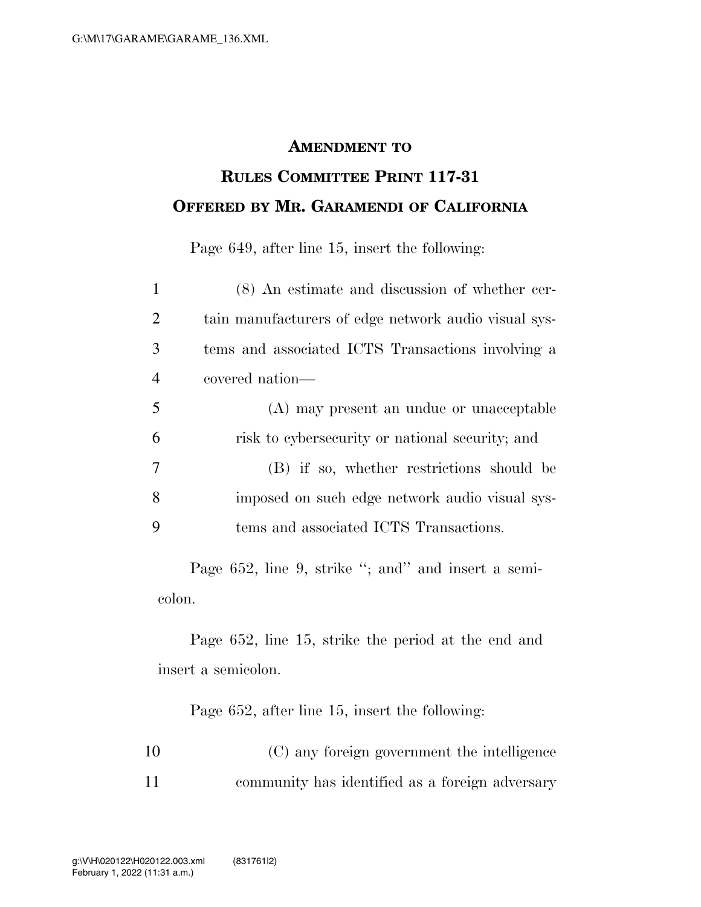**AMENDMENT TO**

**RULES COMMITTEE PRINT 117-31**

**OFFERED BY MR. GARAMENDI OF CALIFORNIA**

Page 649, after line 15, insert the following:

(8) An estimate and discussion of whether certain manufacturers of edge network audio visual systems and associated ICTS Transactions involving a covered nation—

(A) may present an undue or unacceptable risk to cybersecurity or national security; and

(B) if so, whether restrictions should be imposed on such edge network audio visual systems and associated ICTS Transactions.

Page 652, line 9, strike "; and" and insert a semicolon.

Page 652, line 15, strike the period at the end and insert a semicolon.

Page 652, after line 15, insert the following:

(C) any foreign government the intelligence community has identified as a foreign adversary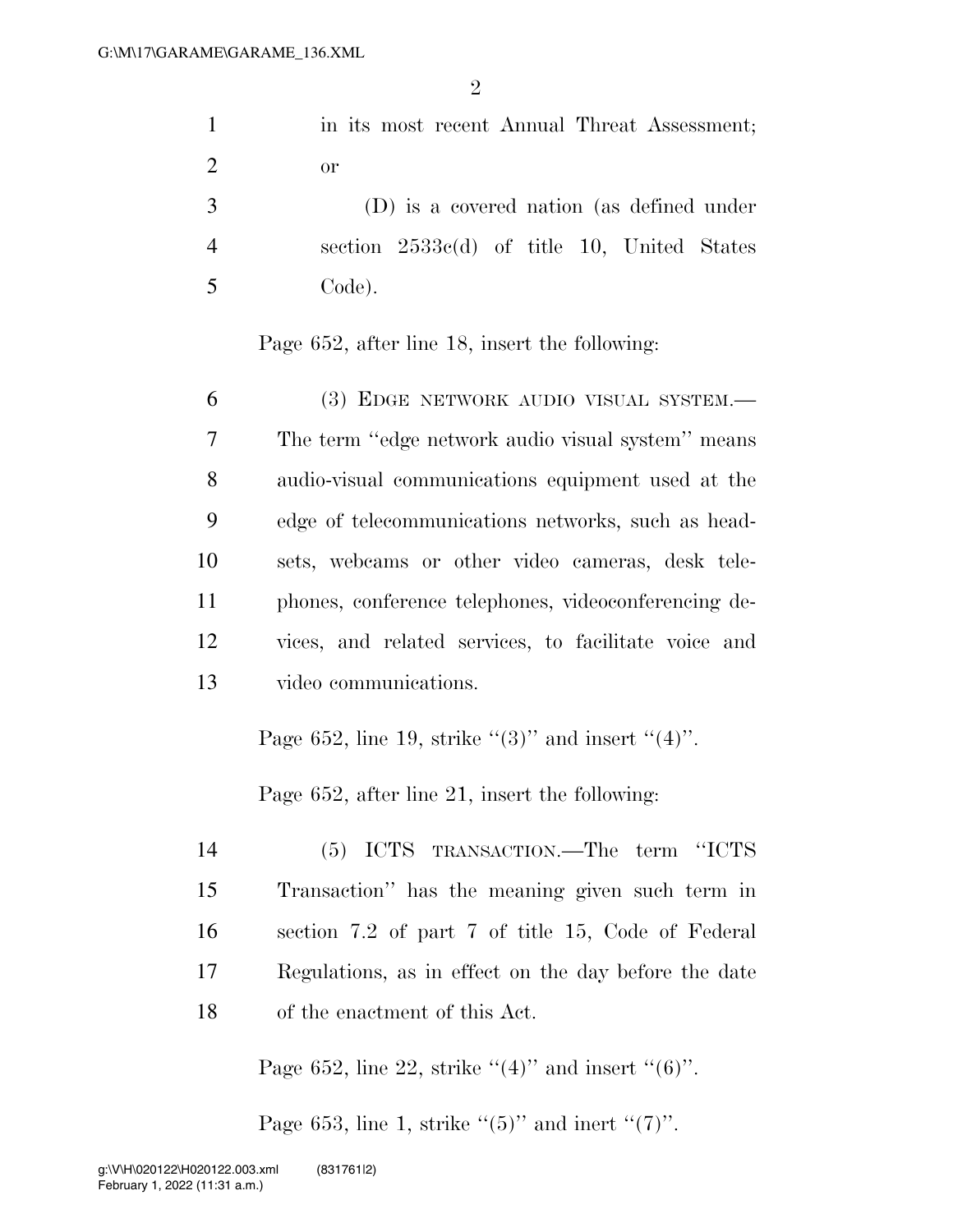in its most recent Annual Threat Assessment; or

(D) is a covered nation (as defined under section 2533c(d) of title 10, United States Code).

Page 652, after line 18, insert the following:

(3) EDGE NETWORK AUDIO VISUAL SYSTEM.—The term ''edge network audio visual system'' means audio-visual communications equipment used at the edge of telecommunications networks, such as headsets, webcams or other video cameras, desk telephones, conference telephones, videoconferencing devices, and related services, to facilitate voice and video communications.

Page 652, line 19, strike ''(3)'' and insert ''(4)''.

Page 652, after line 21, insert the following:

(5) ICTS TRANSACTION.—The term ''ICTS Transaction'' has the meaning given such term in section 7.2 of part 7 of title 15, Code of Federal Regulations, as in effect on the day before the date of the enactment of this Act.

Page 652, line 22, strike ''(4)'' and insert ''(6)''.

Page 653, line 1, strike ''(5)'' and inert ''(7)''.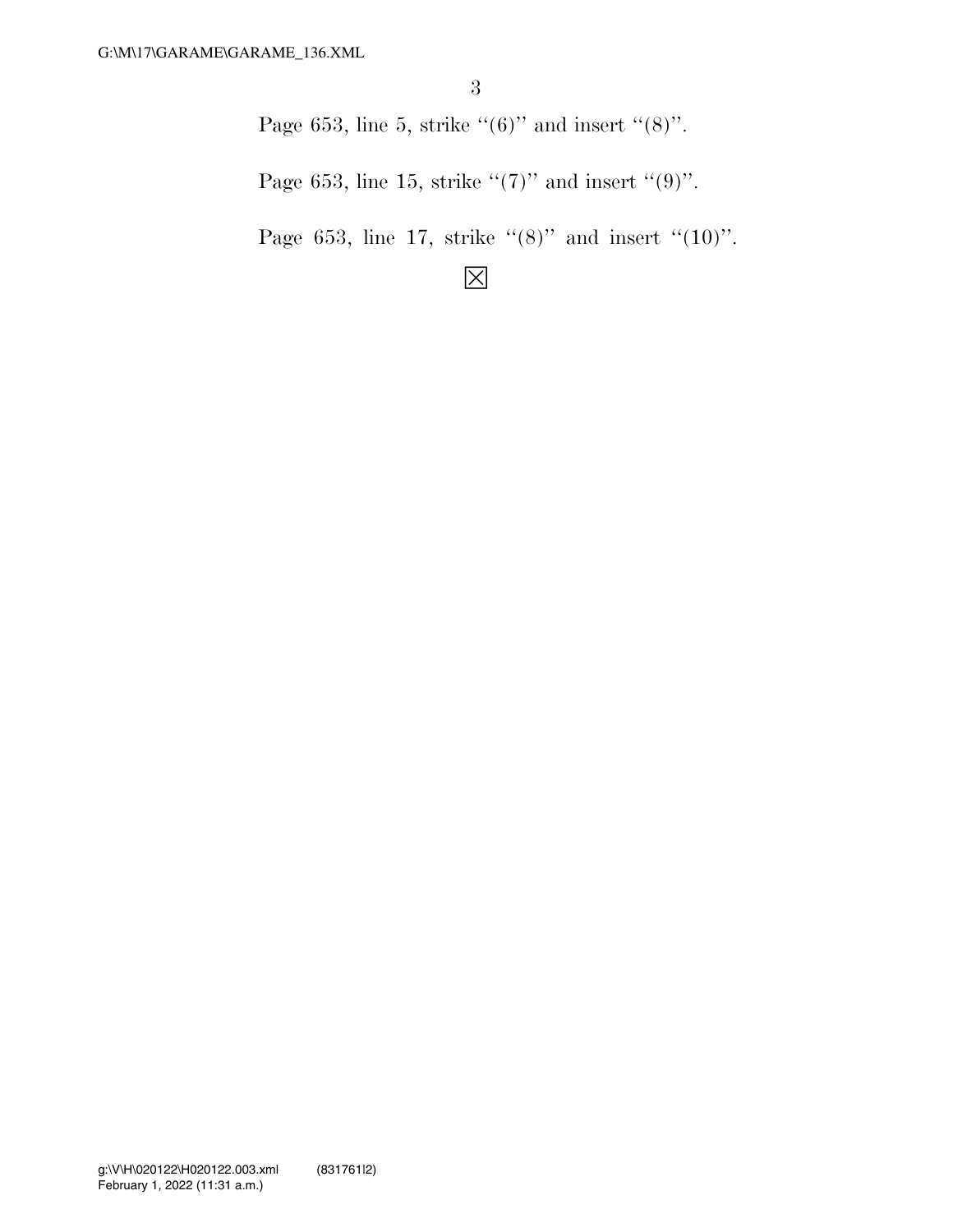Page 653, line 5, strike ''(6)'' and insert ''(8)''.

Page 653, line 15, strike ''(7)'' and insert ''(9)''.

Page 653, line 17, strike ''(8)'' and insert ''(10)''.

☒